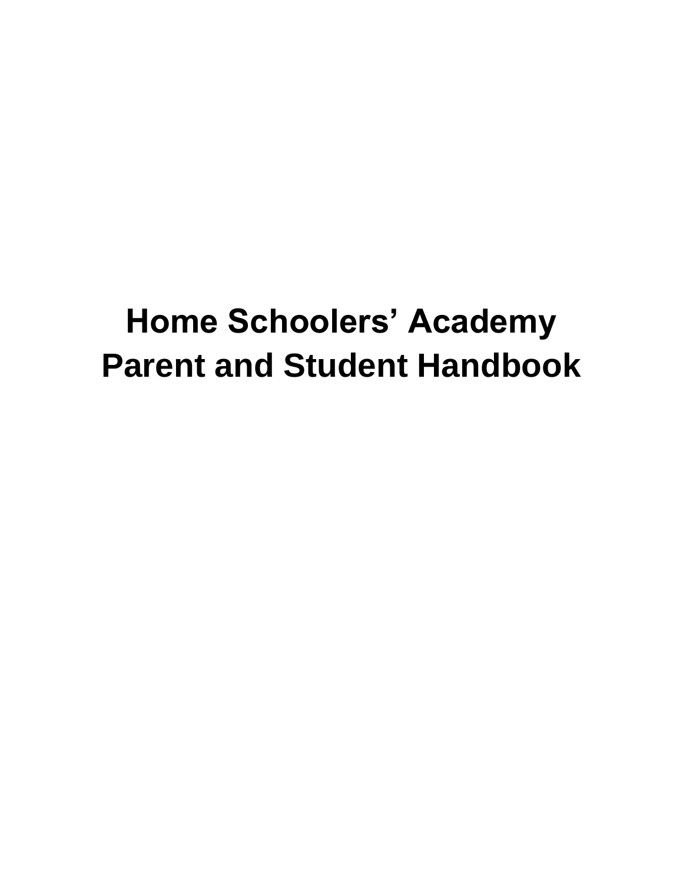# Home Schoolers' Academy
# Parent and Student Handbook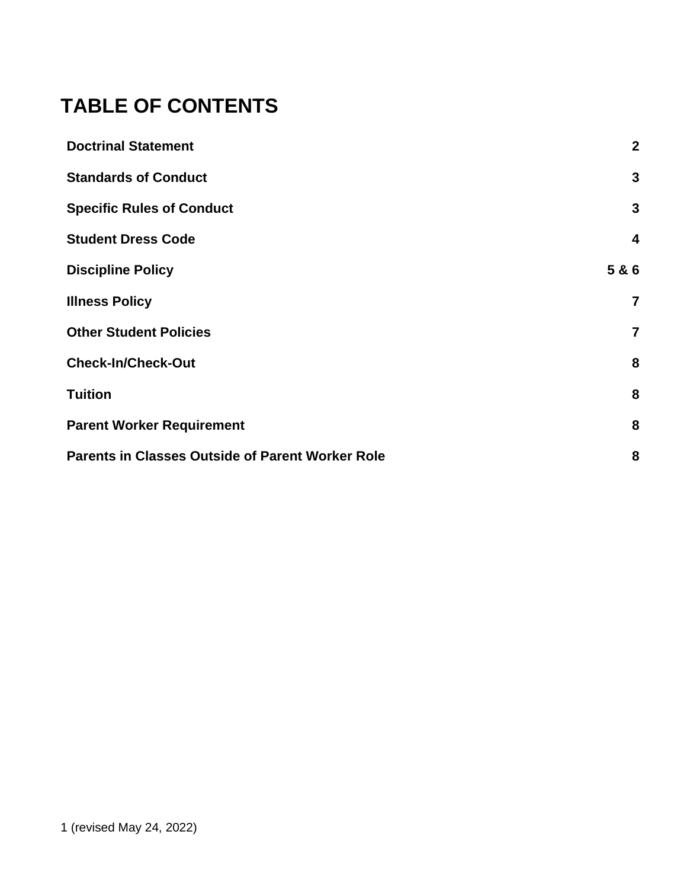# TABLE OF CONTENTS

| | |
|---|---|
| **Doctrinal Statement** | **2** |
| **Standards of Conduct** | **3** |
| **Specific Rules of Conduct** | **3** |
| **Student Dress Code** | **4** |
| **Discipline Policy** | **5 & 6** |
| **Illness Policy** | **7** |
| **Other Student Policies** | **7** |
| **Check-In/Check-Out** | **8** |
| **Tuition** | **8** |
| **Parent Worker Requirement** | **8** |
| **Parents in Classes Outside of Parent Worker Role** | **8** |

(revised May 24, 2022)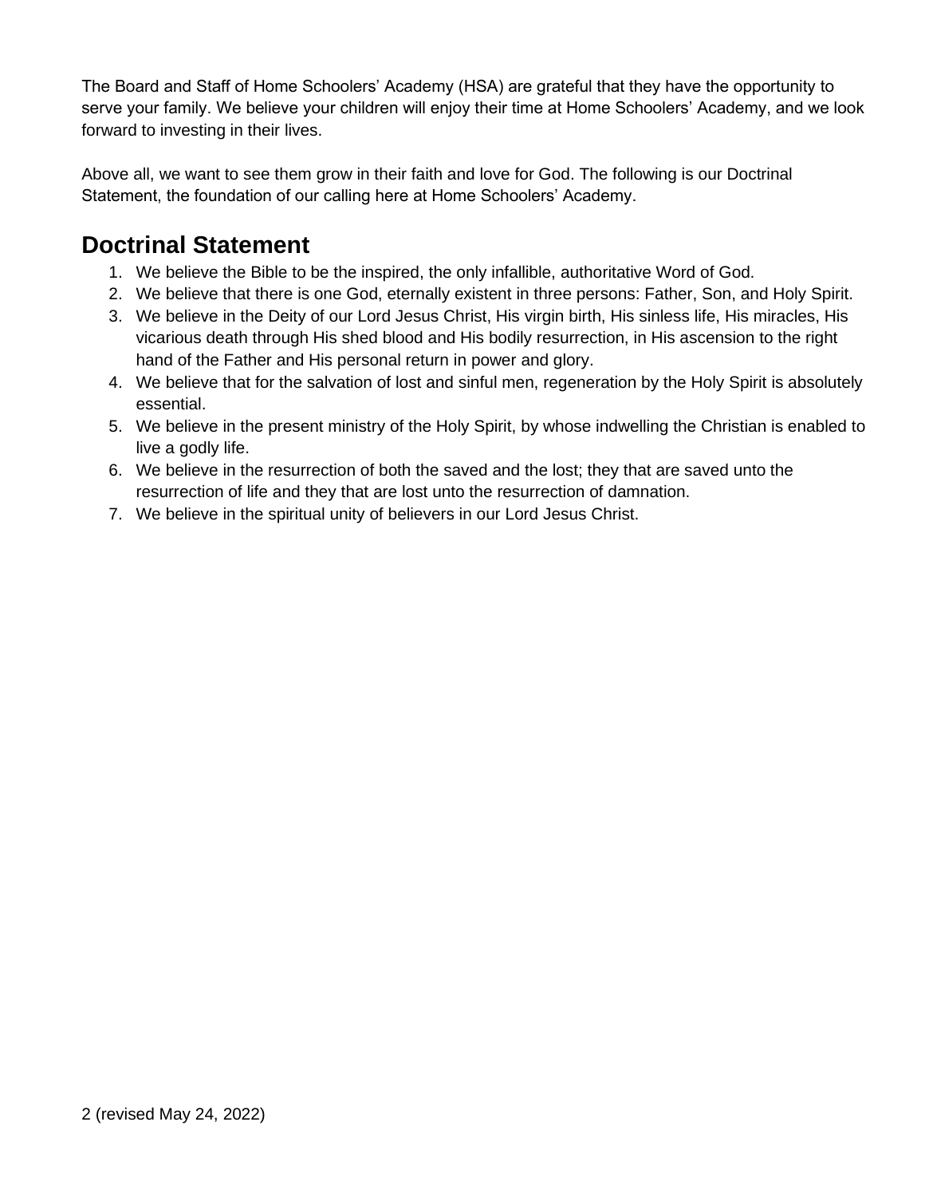The Board and Staff of Home Schoolers' Academy (HSA) are grateful that they have the opportunity to serve your family. We believe your children will enjoy their time at Home Schoolers' Academy, and we look forward to investing in their lives.

Above all, we want to see them grow in their faith and love for God. The following is our Doctrinal Statement, the foundation of our calling here at Home Schoolers' Academy.

## Doctrinal Statement

1. We believe the Bible to be the inspired, the only infallible, authoritative Word of God.
2. We believe that there is one God, eternally existent in three persons: Father, Son, and Holy Spirit.
3. We believe in the Deity of our Lord Jesus Christ, His virgin birth, His sinless life, His miracles, His vicarious death through His shed blood and His bodily resurrection, in His ascension to the right hand of the Father and His personal return in power and glory.
4. We believe that for the salvation of lost and sinful men, regeneration by the Holy Spirit is absolutely essential.
5. We believe in the present ministry of the Holy Spirit, by whose indwelling the Christian is enabled to live a godly life.
6. We believe in the resurrection of both the saved and the lost; they that are saved unto the resurrection of life and they that are lost unto the resurrection of damnation.
7. We believe in the spiritual unity of believers in our Lord Jesus Christ.

(revised May 24, 2022)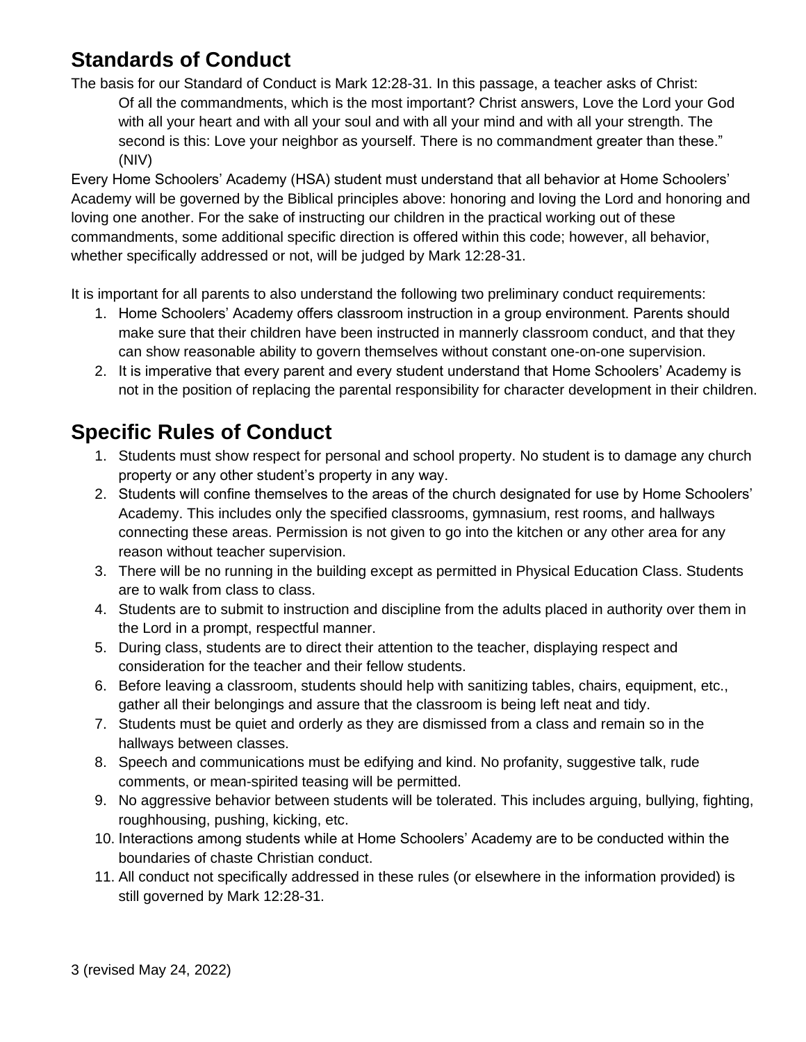## Standards of Conduct

The basis for our Standard of Conduct is Mark 12:28-31. In this passage, a teacher asks of Christ:

> Of all the commandments, which is the most important? Christ answers, Love the Lord your God with all your heart and with all your soul and with all your mind and with all your strength. The second is this: Love your neighbor as yourself. There is no commandment greater than these." (NIV)

Every Home Schoolers' Academy (HSA) student must understand that all behavior at Home Schoolers' Academy will be governed by the Biblical principles above: honoring and loving the Lord and honoring and loving one another. For the sake of instructing our children in the practical working out of these commandments, some additional specific direction is offered within this code; however, all behavior, whether specifically addressed or not, will be judged by Mark 12:28-31.

It is important for all parents to also understand the following two preliminary conduct requirements:

1. Home Schoolers' Academy offers classroom instruction in a group environment. Parents should make sure that their children have been instructed in mannerly classroom conduct, and that they can show reasonable ability to govern themselves without constant one-on-one supervision.
2. It is imperative that every parent and every student understand that Home Schoolers' Academy is not in the position of replacing the parental responsibility for character development in their children.

## Specific Rules of Conduct

1. Students must show respect for personal and school property. No student is to damage any church property or any other student's property in any way.
2. Students will confine themselves to the areas of the church designated for use by Home Schoolers' Academy. This includes only the specified classrooms, gymnasium, rest rooms, and hallways connecting these areas. Permission is not given to go into the kitchen or any other area for any reason without teacher supervision.
3. There will be no running in the building except as permitted in Physical Education Class. Students are to walk from class to class.
4. Students are to submit to instruction and discipline from the adults placed in authority over them in the Lord in a prompt, respectful manner.
5. During class, students are to direct their attention to the teacher, displaying respect and consideration for the teacher and their fellow students.
6. Before leaving a classroom, students should help with sanitizing tables, chairs, equipment, etc., gather all their belongings and assure that the classroom is being left neat and tidy.
7. Students must be quiet and orderly as they are dismissed from a class and remain so in the hallways between classes.
8. Speech and communications must be edifying and kind. No profanity, suggestive talk, rude comments, or mean-spirited teasing will be permitted.
9. No aggressive behavior between students will be tolerated. This includes arguing, bullying, fighting, roughhousing, pushing, kicking, etc.
10. Interactions among students while at Home Schoolers' Academy are to be conducted within the boundaries of chaste Christian conduct.
11. All conduct not specifically addressed in these rules (or elsewhere in the information provided) is still governed by Mark 12:28-31.

(revised May 24, 2022)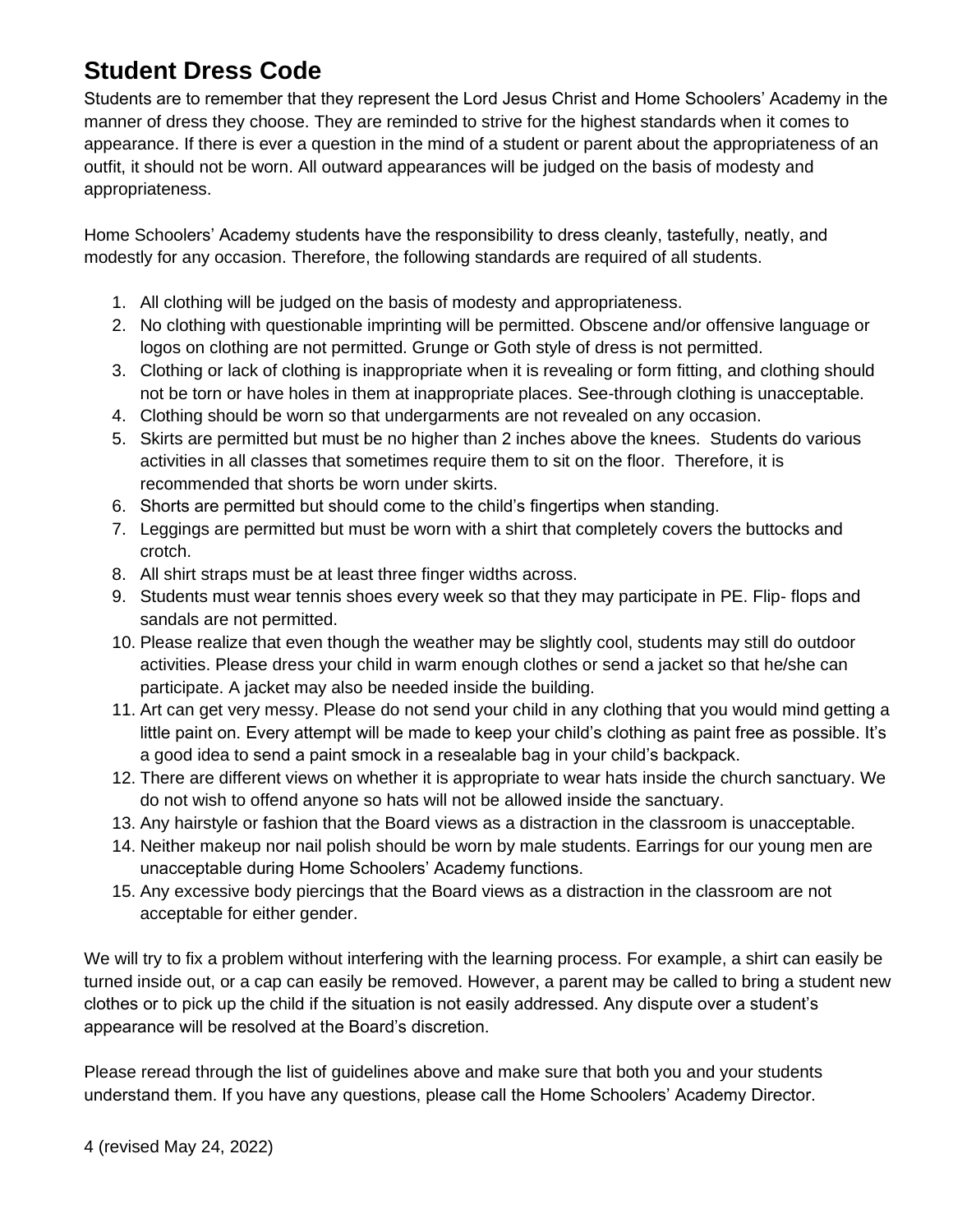# Student Dress Code

Students are to remember that they represent the Lord Jesus Christ and Home Schoolers' Academy in the manner of dress they choose. They are reminded to strive for the highest standards when it comes to appearance. If there is ever a question in the mind of a student or parent about the appropriateness of an outfit, it should not be worn. All outward appearances will be judged on the basis of modesty and appropriateness.

Home Schoolers' Academy students have the responsibility to dress cleanly, tastefully, neatly, and modestly for any occasion. Therefore, the following standards are required of all students.

1. All clothing will be judged on the basis of modesty and appropriateness.
2. No clothing with questionable imprinting will be permitted. Obscene and/or offensive language or logos on clothing are not permitted. Grunge or Goth style of dress is not permitted.
3. Clothing or lack of clothing is inappropriate when it is revealing or form fitting, and clothing should not be torn or have holes in them at inappropriate places. See-through clothing is unacceptable.
4. Clothing should be worn so that undergarments are not revealed on any occasion.
5. Skirts are permitted but must be no higher than 2 inches above the knees. Students do various activities in all classes that sometimes require them to sit on the floor. Therefore, it is recommended that shorts be worn under skirts.
6. Shorts are permitted but should come to the child's fingertips when standing.
7. Leggings are permitted but must be worn with a shirt that completely covers the buttocks and crotch.
8. All shirt straps must be at least three finger widths across.
9. Students must wear tennis shoes every week so that they may participate in PE. Flip- flops and sandals are not permitted.
10. Please realize that even though the weather may be slightly cool, students may still do outdoor activities. Please dress your child in warm enough clothes or send a jacket so that he/she can participate. A jacket may also be needed inside the building.
11. Art can get very messy. Please do not send your child in any clothing that you would mind getting a little paint on. Every attempt will be made to keep your child's clothing as paint free as possible. It's a good idea to send a paint smock in a resealable bag in your child's backpack.
12. There are different views on whether it is appropriate to wear hats inside the church sanctuary. We do not wish to offend anyone so hats will not be allowed inside the sanctuary.
13. Any hairstyle or fashion that the Board views as a distraction in the classroom is unacceptable.
14. Neither makeup nor nail polish should be worn by male students. Earrings for our young men are unacceptable during Home Schoolers' Academy functions.
15. Any excessive body piercings that the Board views as a distraction in the classroom are not acceptable for either gender.

We will try to fix a problem without interfering with the learning process. For example, a shirt can easily be turned inside out, or a cap can easily be removed. However, a parent may be called to bring a student new clothes or to pick up the child if the situation is not easily addressed. Any dispute over a student's appearance will be resolved at the Board's discretion.

Please reread through the list of guidelines above and make sure that both you and your students understand them. If you have any questions, please call the Home Schoolers' Academy Director.

(revised May 24, 2022)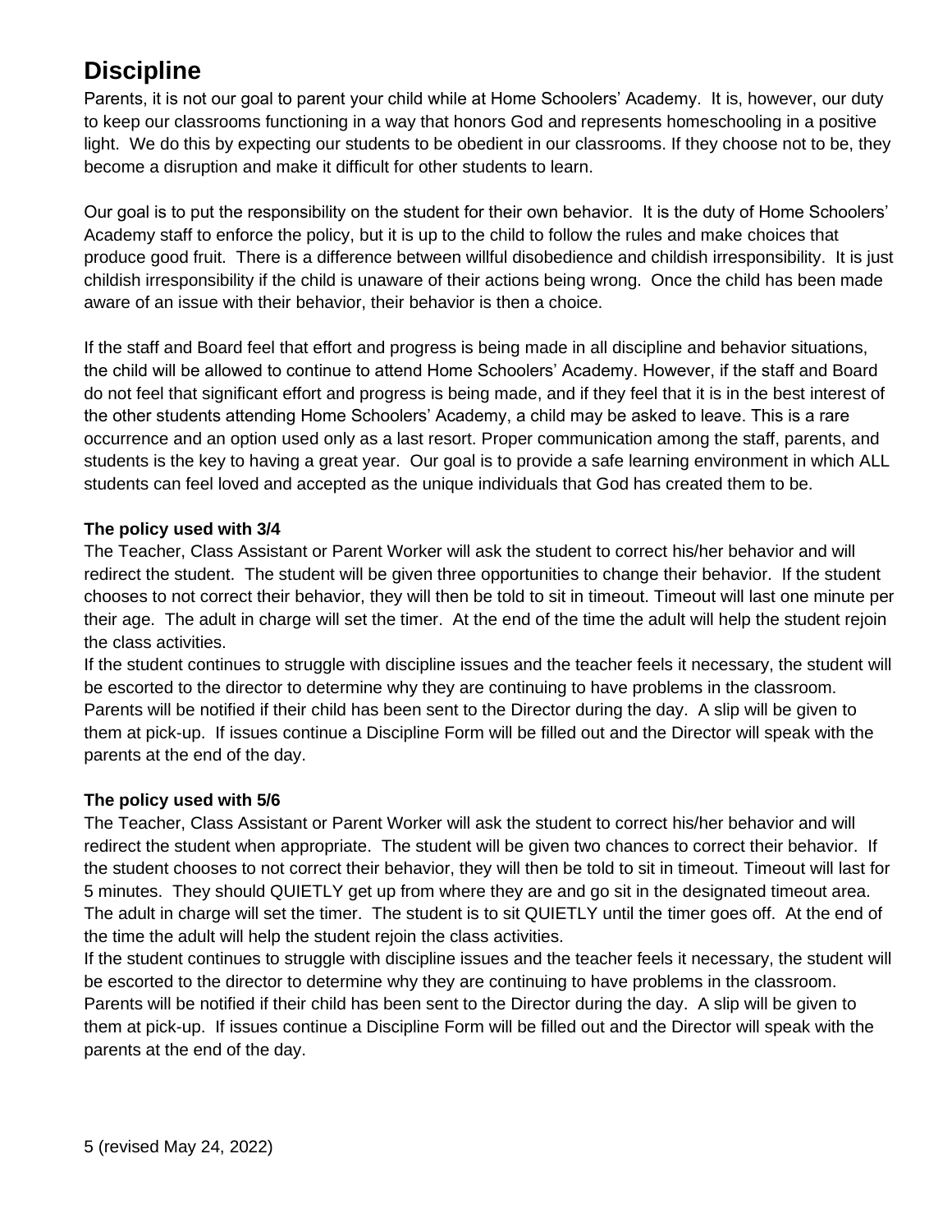# Discipline

Parents, it is not our goal to parent your child while at Home Schoolers' Academy. It is, however, our duty to keep our classrooms functioning in a way that honors God and represents homeschooling in a positive light. We do this by expecting our students to be obedient in our classrooms. If they choose not to be, they become a disruption and make it difficult for other students to learn.

Our goal is to put the responsibility on the student for their own behavior. It is the duty of Home Schoolers' Academy staff to enforce the policy, but it is up to the child to follow the rules and make choices that produce good fruit. There is a difference between willful disobedience and childish irresponsibility. It is just childish irresponsibility if the child is unaware of their actions being wrong. Once the child has been made aware of an issue with their behavior, their behavior is then a choice.

If the staff and Board feel that effort and progress is being made in all discipline and behavior situations, the child will be allowed to continue to attend Home Schoolers' Academy. However, if the staff and Board do not feel that significant effort and progress is being made, and if they feel that it is in the best interest of the other students attending Home Schoolers' Academy, a child may be asked to leave. This is a rare occurrence and an option used only as a last resort. Proper communication among the staff, parents, and students is the key to having a great year. Our goal is to provide a safe learning environment in which ALL students can feel loved and accepted as the unique individuals that God has created them to be.

**The policy used with 3/4**

The Teacher, Class Assistant or Parent Worker will ask the student to correct his/her behavior and will redirect the student. The student will be given three opportunities to change their behavior. If the student chooses to not correct their behavior, they will then be told to sit in timeout. Timeout will last one minute per their age. The adult in charge will set the timer. At the end of the time the adult will help the student rejoin the class activities.

If the student continues to struggle with discipline issues and the teacher feels it necessary, the student will be escorted to the director to determine why they are continuing to have problems in the classroom. Parents will be notified if their child has been sent to the Director during the day. A slip will be given to them at pick-up. If issues continue a Discipline Form will be filled out and the Director will speak with the parents at the end of the day.

**The policy used with 5/6**

The Teacher, Class Assistant or Parent Worker will ask the student to correct his/her behavior and will redirect the student when appropriate. The student will be given two chances to correct their behavior. If the student chooses to not correct their behavior, they will then be told to sit in timeout. Timeout will last for 5 minutes. They should QUIETLY get up from where they are and go sit in the designated timeout area. The adult in charge will set the timer. The student is to sit QUIETLY until the timer goes off. At the end of the time the adult will help the student rejoin the class activities.

If the student continues to struggle with discipline issues and the teacher feels it necessary, the student will be escorted to the director to determine why they are continuing to have problems in the classroom. Parents will be notified if their child has been sent to the Director during the day. A slip will be given to them at pick-up. If issues continue a Discipline Form will be filled out and the Director will speak with the parents at the end of the day.

(revised May 24, 2022)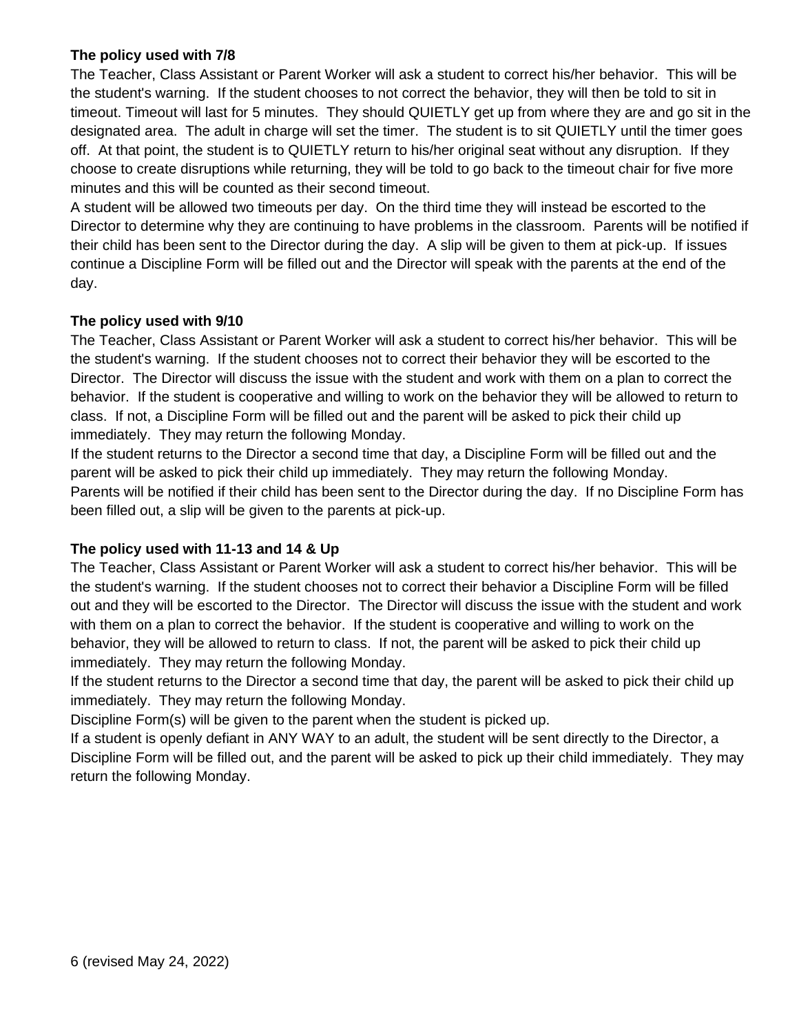**The policy used with 7/8**

The Teacher, Class Assistant or Parent Worker will ask a student to correct his/her behavior. This will be the student's warning. If the student chooses to not correct the behavior, they will then be told to sit in timeout. Timeout will last for 5 minutes. They should QUIETLY get up from where they are and go sit in the designated area. The adult in charge will set the timer. The student is to sit QUIETLY until the timer goes off. At that point, the student is to QUIETLY return to his/her original seat without any disruption. If they choose to create disruptions while returning, they will be told to go back to the timeout chair for five more minutes and this will be counted as their second timeout.

A student will be allowed two timeouts per day. On the third time they will instead be escorted to the Director to determine why they are continuing to have problems in the classroom. Parents will be notified if their child has been sent to the Director during the day. A slip will be given to them at pick-up. If issues continue a Discipline Form will be filled out and the Director will speak with the parents at the end of the day.

**The policy used with 9/10**

The Teacher, Class Assistant or Parent Worker will ask a student to correct his/her behavior. This will be the student's warning. If the student chooses not to correct their behavior they will be escorted to the Director. The Director will discuss the issue with the student and work with them on a plan to correct the behavior. If the student is cooperative and willing to work on the behavior they will be allowed to return to class. If not, a Discipline Form will be filled out and the parent will be asked to pick their child up immediately. They may return the following Monday.

If the student returns to the Director a second time that day, a Discipline Form will be filled out and the parent will be asked to pick their child up immediately. They may return the following Monday.

Parents will be notified if their child has been sent to the Director during the day. If no Discipline Form has been filled out, a slip will be given to the parents at pick-up.

**The policy used with 11-13 and 14 & Up**

The Teacher, Class Assistant or Parent Worker will ask a student to correct his/her behavior. This will be the student's warning. If the student chooses not to correct their behavior a Discipline Form will be filled out and they will be escorted to the Director. The Director will discuss the issue with the student and work with them on a plan to correct the behavior. If the student is cooperative and willing to work on the behavior, they will be allowed to return to class. If not, the parent will be asked to pick their child up immediately. They may return the following Monday.

If the student returns to the Director a second time that day, the parent will be asked to pick their child up immediately. They may return the following Monday.

Discipline Form(s) will be given to the parent when the student is picked up.

If a student is openly defiant in ANY WAY to an adult, the student will be sent directly to the Director, a Discipline Form will be filled out, and the parent will be asked to pick up their child immediately. They may return the following Monday.

(revised May 24, 2022)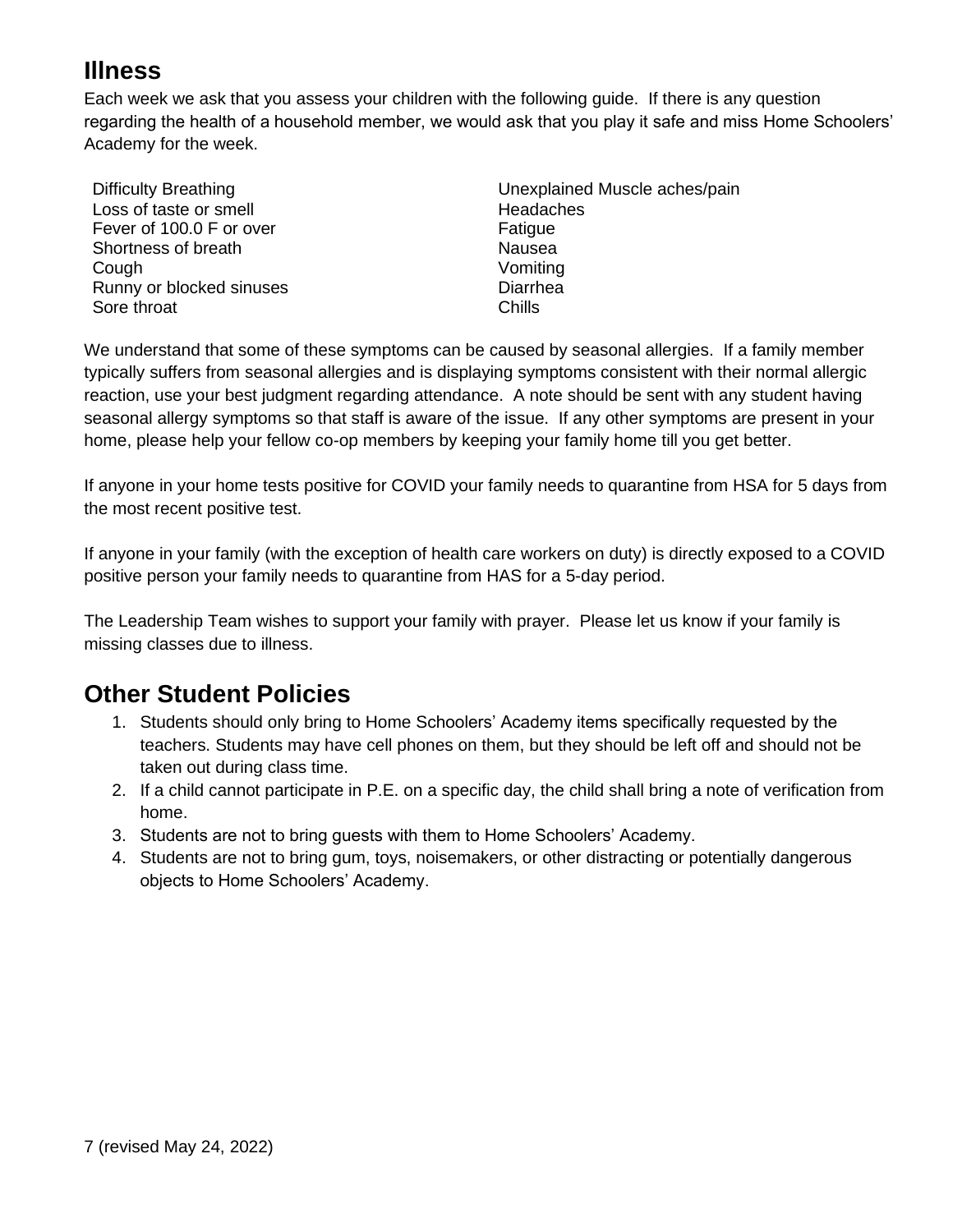## Illness

Each week we ask that you assess your children with the following guide. If there is any question regarding the health of a household member, we would ask that you play it safe and miss Home Schoolers' Academy for the week.

- Difficulty Breathing
- Loss of taste or smell
- Fever of 100.0 F or over
- Shortness of breath
- Cough
- Runny or blocked sinuses
- Sore throat
- Unexplained Muscle aches/pain
- Headaches
- Fatigue
- Nausea
- Vomiting
- Diarrhea
- Chills

We understand that some of these symptoms can be caused by seasonal allergies. If a family member typically suffers from seasonal allergies and is displaying symptoms consistent with their normal allergic reaction, use your best judgment regarding attendance. A note should be sent with any student having seasonal allergy symptoms so that staff is aware of the issue. If any other symptoms are present in your home, please help your fellow co-op members by keeping your family home till you get better.

If anyone in your home tests positive for COVID your family needs to quarantine from HSA for 5 days from the most recent positive test.

If anyone in your family (with the exception of health care workers on duty) is directly exposed to a COVID positive person your family needs to quarantine from HAS for a 5-day period.

The Leadership Team wishes to support your family with prayer. Please let us know if your family is missing classes due to illness.

## Other Student Policies

1. Students should only bring to Home Schoolers' Academy items specifically requested by the teachers. Students may have cell phones on them, but they should be left off and should not be taken out during class time.
2. If a child cannot participate in P.E. on a specific day, the child shall bring a note of verification from home.
3. Students are not to bring guests with them to Home Schoolers' Academy.
4. Students are not to bring gum, toys, noisemakers, or other distracting or potentially dangerous objects to Home Schoolers' Academy.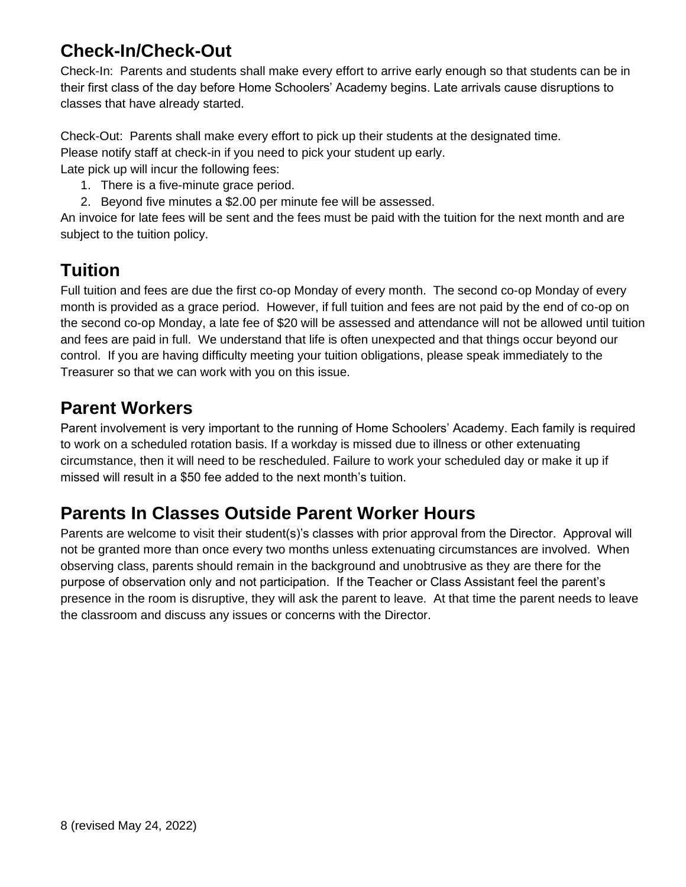## Check-In/Check-Out

Check-In: Parents and students shall make every effort to arrive early enough so that students can be in their first class of the day before Home Schoolers' Academy begins. Late arrivals cause disruptions to classes that have already started.

Check-Out: Parents shall make every effort to pick up their students at the designated time.
Please notify staff at check-in if you need to pick your student up early.
Late pick up will incur the following fees:

1. There is a five-minute grace period.
2. Beyond five minutes a $2.00 per minute fee will be assessed.

An invoice for late fees will be sent and the fees must be paid with the tuition for the next month and are subject to the tuition policy.

## Tuition

Full tuition and fees are due the first co-op Monday of every month. The second co-op Monday of every month is provided as a grace period. However, if full tuition and fees are not paid by the end of co-op on the second co-op Monday, a late fee of $20 will be assessed and attendance will not be allowed until tuition and fees are paid in full. We understand that life is often unexpected and that things occur beyond our control. If you are having difficulty meeting your tuition obligations, please speak immediately to the Treasurer so that we can work with you on this issue.

## Parent Workers

Parent involvement is very important to the running of Home Schoolers' Academy. Each family is required to work on a scheduled rotation basis. If a workday is missed due to illness or other extenuating circumstance, then it will need to be rescheduled. Failure to work your scheduled day or make it up if missed will result in a $50 fee added to the next month's tuition.

## Parents In Classes Outside Parent Worker Hours

Parents are welcome to visit their student(s)'s classes with prior approval from the Director. Approval will not be granted more than once every two months unless extenuating circumstances are involved. When observing class, parents should remain in the background and unobtrusive as they are there for the purpose of observation only and not participation. If the Teacher or Class Assistant feel the parent's presence in the room is disruptive, they will ask the parent to leave. At that time the parent needs to leave the classroom and discuss any issues or concerns with the Director.

(revised May 24, 2022)